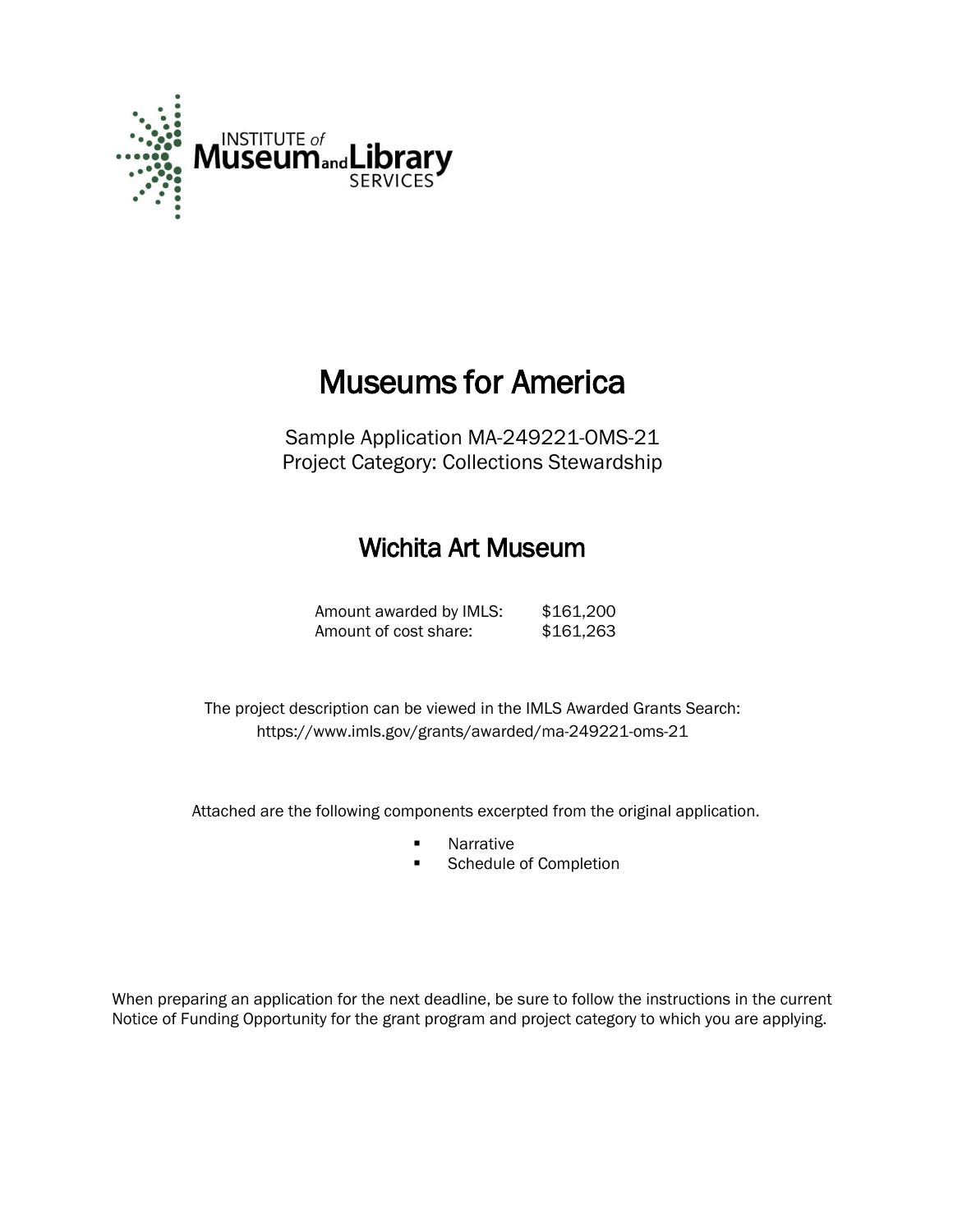INSTITUTE of Museum and Library SERVICES

# Museums for America

Sample Application MA-249221-OMS-21
Project Category: Collections Stewardship

## Wichita Art Museum

| | |
|---|---|
| Amount awarded by IMLS: | $161,200 |
| Amount of cost share: | $161,263 |

The project description can be viewed in the IMLS Awarded Grants Search:
https://www.imls.gov/grants/awarded/ma-249221-oms-21

Attached are the following components excerpted from the original application.

- Narrative
- Schedule of Completion

When preparing an application for the next deadline, be sure to follow the instructions in the current Notice of Funding Opportunity for the grant program and project category to which you are applying.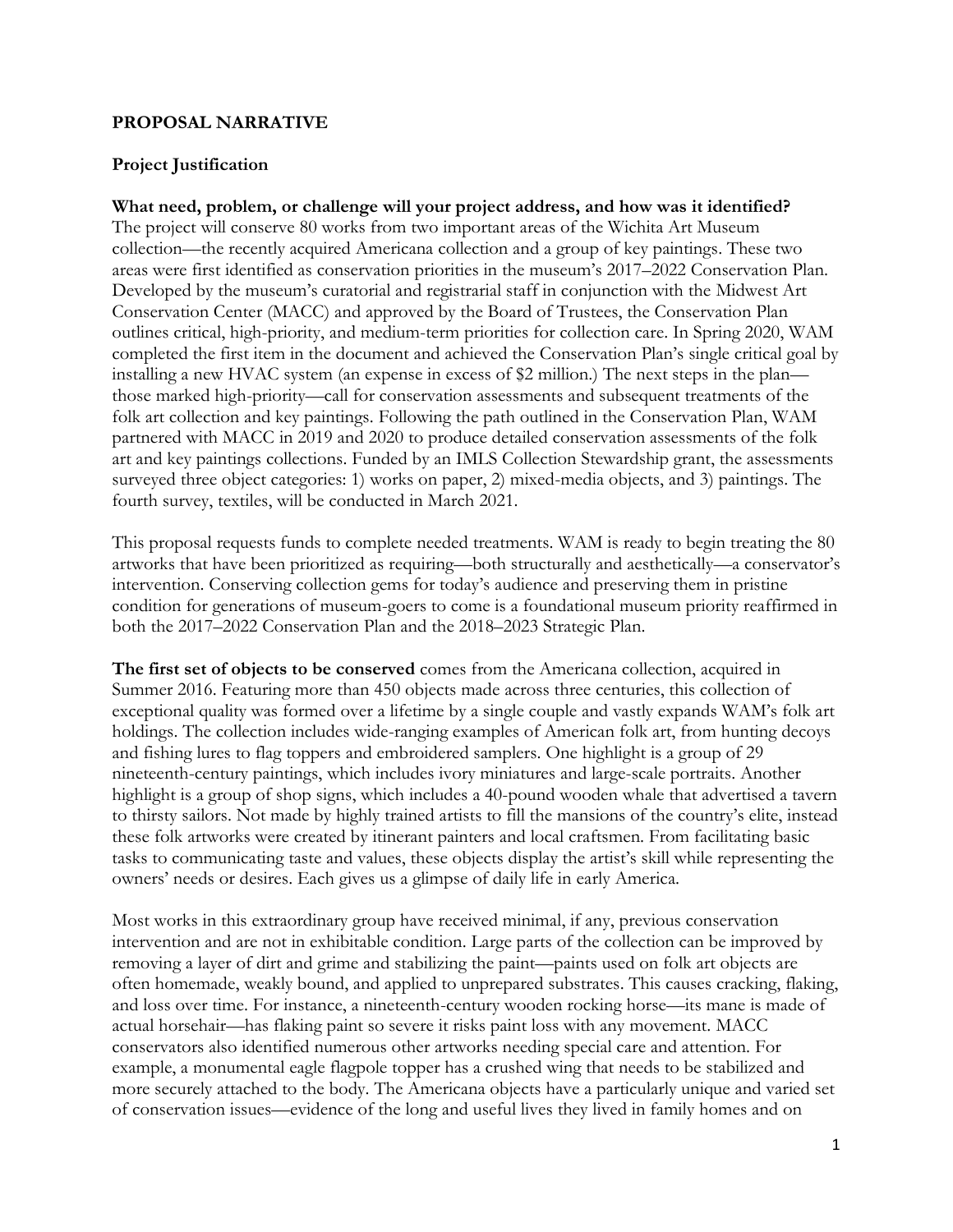**PROPOSAL NARRATIVE**

**Project Justification**

**What need, problem, or challenge will your project address, and how was it identified?**
The project will conserve 80 works from two important areas of the Wichita Art Museum collection—the recently acquired Americana collection and a group of key paintings. These two areas were first identified as conservation priorities in the museum's 2017–2022 Conservation Plan. Developed by the museum's curatorial and registrarial staff in conjunction with the Midwest Art Conservation Center (MACC) and approved by the Board of Trustees, the Conservation Plan outlines critical, high-priority, and medium-term priorities for collection care. In Spring 2020, WAM completed the first item in the document and achieved the Conservation Plan's single critical goal by installing a new HVAC system (an expense in excess of $2 million.) The next steps in the plan—those marked high-priority—call for conservation assessments and subsequent treatments of the folk art collection and key paintings. Following the path outlined in the Conservation Plan, WAM partnered with MACC in 2019 and 2020 to produce detailed conservation assessments of the folk art and key paintings collections. Funded by an IMLS Collection Stewardship grant, the assessments surveyed three object categories: 1) works on paper, 2) mixed-media objects, and 3) paintings. The fourth survey, textiles, will be conducted in March 2021.

This proposal requests funds to complete needed treatments. WAM is ready to begin treating the 80 artworks that have been prioritized as requiring—both structurally and aesthetically—a conservator's intervention. Conserving collection gems for today's audience and preserving them in pristine condition for generations of museum-goers to come is a foundational museum priority reaffirmed in both the 2017–2022 Conservation Plan and the 2018–2023 Strategic Plan.

**The first set of objects to be conserved** comes from the Americana collection, acquired in Summer 2016. Featuring more than 450 objects made across three centuries, this collection of exceptional quality was formed over a lifetime by a single couple and vastly expands WAM's folk art holdings. The collection includes wide-ranging examples of American folk art, from hunting decoys and fishing lures to flag toppers and embroidered samplers. One highlight is a group of 29 nineteenth-century paintings, which includes ivory miniatures and large-scale portraits. Another highlight is a group of shop signs, which includes a 40-pound wooden whale that advertised a tavern to thirsty sailors. Not made by highly trained artists to fill the mansions of the country's elite, instead these folk artworks were created by itinerant painters and local craftsmen. From facilitating basic tasks to communicating taste and values, these objects display the artist's skill while representing the owners' needs or desires. Each gives us a glimpse of daily life in early America.

Most works in this extraordinary group have received minimal, if any, previous conservation intervention and are not in exhibitable condition. Large parts of the collection can be improved by removing a layer of dirt and grime and stabilizing the paint—paints used on folk art objects are often homemade, weakly bound, and applied to unprepared substrates. This causes cracking, flaking, and loss over time. For instance, a nineteenth-century wooden rocking horse—its mane is made of actual horsehair—has flaking paint so severe it risks paint loss with any movement. MACC conservators also identified numerous other artworks needing special care and attention. For example, a monumental eagle flagpole topper has a crushed wing that needs to be stabilized and more securely attached to the body. The Americana objects have a particularly unique and varied set of conservation issues—evidence of the long and useful lives they lived in family homes and on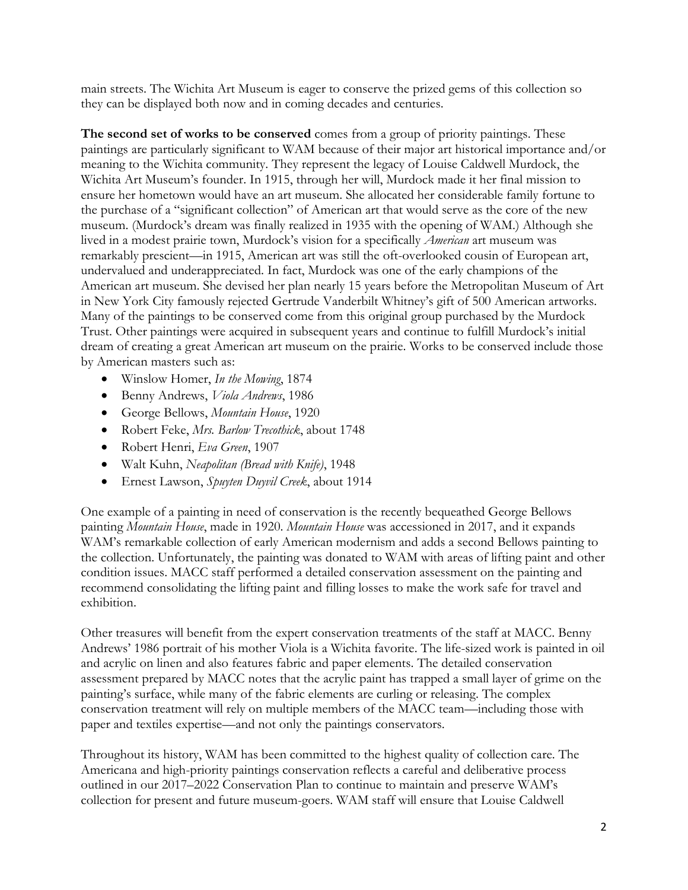main streets. The Wichita Art Museum is eager to conserve the prized gems of this collection so they can be displayed both now and in coming decades and centuries.

**The second set of works to be conserved** comes from a group of priority paintings. These paintings are particularly significant to WAM because of their major art historical importance and/or meaning to the Wichita community. They represent the legacy of Louise Caldwell Murdock, the Wichita Art Museum's founder. In 1915, through her will, Murdock made it her final mission to ensure her hometown would have an art museum. She allocated her considerable family fortune to the purchase of a "significant collection" of American art that would serve as the core of the new museum. (Murdock's dream was finally realized in 1935 with the opening of WAM.) Although she lived in a modest prairie town, Murdock's vision for a specifically *American* art museum was remarkably prescient—in 1915, American art was still the oft-overlooked cousin of European art, undervalued and underappreciated. In fact, Murdock was one of the early champions of the American art museum. She devised her plan nearly 15 years before the Metropolitan Museum of Art in New York City famously rejected Gertrude Vanderbilt Whitney's gift of 500 American artworks. Many of the paintings to be conserved come from this original group purchased by the Murdock Trust. Other paintings were acquired in subsequent years and continue to fulfill Murdock's initial dream of creating a great American art museum on the prairie. Works to be conserved include those by American masters such as:

- Winslow Homer, *In the Mowing*, 1874
- Benny Andrews, *Viola Andrews*, 1986
- George Bellows, *Mountain House*, 1920
- Robert Feke, *Mrs. Barlow Trecothick*, about 1748
- Robert Henri, *Eva Green*, 1907
- Walt Kuhn, *Neapolitan (Bread with Knife)*, 1948
- Ernest Lawson, *Spuyten Duyvil Creek*, about 1914

One example of a painting in need of conservation is the recently bequeathed George Bellows painting *Mountain House*, made in 1920. *Mountain House* was accessioned in 2017, and it expands WAM's remarkable collection of early American modernism and adds a second Bellows painting to the collection. Unfortunately, the painting was donated to WAM with areas of lifting paint and other condition issues. MACC staff performed a detailed conservation assessment on the painting and recommend consolidating the lifting paint and filling losses to make the work safe for travel and exhibition.

Other treasures will benefit from the expert conservation treatments of the staff at MACC. Benny Andrews' 1986 portrait of his mother Viola is a Wichita favorite. The life-sized work is painted in oil and acrylic on linen and also features fabric and paper elements. The detailed conservation assessment prepared by MACC notes that the acrylic paint has trapped a small layer of grime on the painting's surface, while many of the fabric elements are curling or releasing. The complex conservation treatment will rely on multiple members of the MACC team—including those with paper and textiles expertise—and not only the paintings conservators.

Throughout its history, WAM has been committed to the highest quality of collection care. The Americana and high-priority paintings conservation reflects a careful and deliberative process outlined in our 2017–2022 Conservation Plan to continue to maintain and preserve WAM's collection for present and future museum-goers. WAM staff will ensure that Louise Caldwell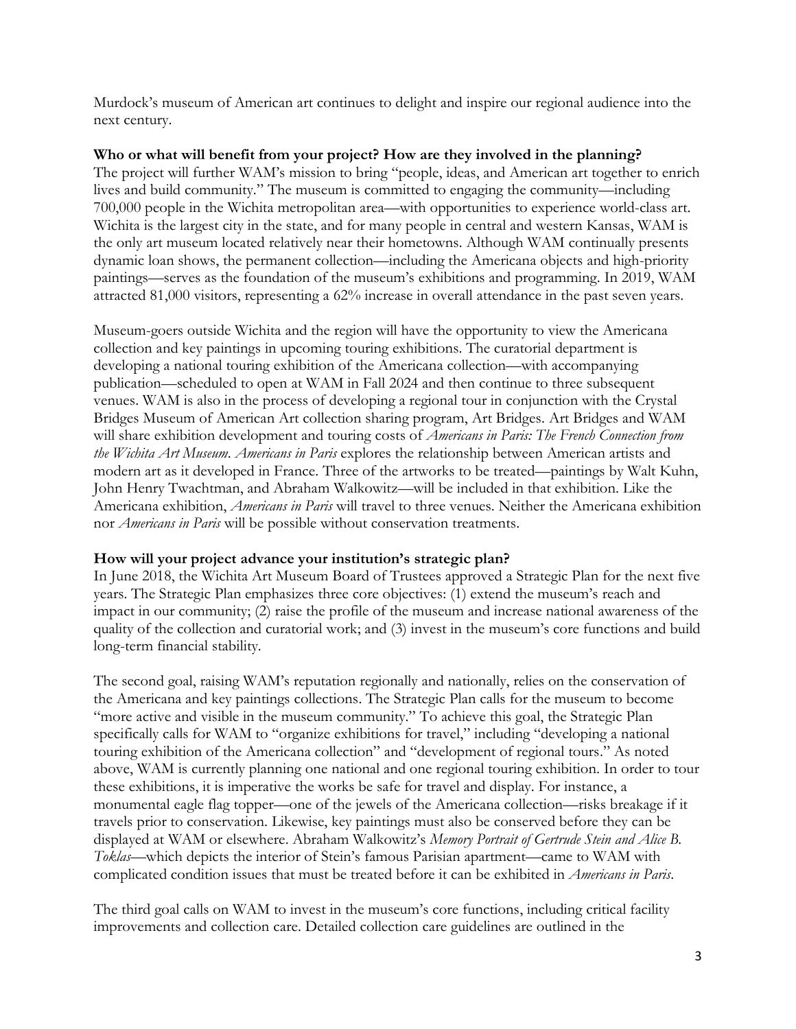Murdock's museum of American art continues to delight and inspire our regional audience into the next century.

**Who or what will benefit from your project? How are they involved in the planning?**

The project will further WAM's mission to bring "people, ideas, and American art together to enrich lives and build community." The museum is committed to engaging the community—including 700,000 people in the Wichita metropolitan area—with opportunities to experience world-class art. Wichita is the largest city in the state, and for many people in central and western Kansas, WAM is the only art museum located relatively near their hometowns. Although WAM continually presents dynamic loan shows, the permanent collection—including the Americana objects and high-priority paintings—serves as the foundation of the museum's exhibitions and programming. In 2019, WAM attracted 81,000 visitors, representing a 62% increase in overall attendance in the past seven years.

Museum-goers outside Wichita and the region will have the opportunity to view the Americana collection and key paintings in upcoming touring exhibitions. The curatorial department is developing a national touring exhibition of the Americana collection—with accompanying publication—scheduled to open at WAM in Fall 2024 and then continue to three subsequent venues. WAM is also in the process of developing a regional tour in conjunction with the Crystal Bridges Museum of American Art collection sharing program, Art Bridges. Art Bridges and WAM will share exhibition development and touring costs of *Americans in Paris: The French Connection from the Wichita Art Museum*. *Americans in Paris* explores the relationship between American artists and modern art as it developed in France. Three of the artworks to be treated—paintings by Walt Kuhn, John Henry Twachtman, and Abraham Walkowitz—will be included in that exhibition. Like the Americana exhibition, *Americans in Paris* will travel to three venues. Neither the Americana exhibition nor *Americans in Paris* will be possible without conservation treatments.

**How will your project advance your institution's strategic plan?**

In June 2018, the Wichita Art Museum Board of Trustees approved a Strategic Plan for the next five years. The Strategic Plan emphasizes three core objectives: (1) extend the museum's reach and impact in our community; (2) raise the profile of the museum and increase national awareness of the quality of the collection and curatorial work; and (3) invest in the museum's core functions and build long-term financial stability.

The second goal, raising WAM's reputation regionally and nationally, relies on the conservation of the Americana and key paintings collections. The Strategic Plan calls for the museum to become "more active and visible in the museum community." To achieve this goal, the Strategic Plan specifically calls for WAM to "organize exhibitions for travel," including "developing a national touring exhibition of the Americana collection" and "development of regional tours." As noted above, WAM is currently planning one national and one regional touring exhibition. In order to tour these exhibitions, it is imperative the works be safe for travel and display. For instance, a monumental eagle flag topper—one of the jewels of the Americana collection—risks breakage if it travels prior to conservation. Likewise, key paintings must also be conserved before they can be displayed at WAM or elsewhere. Abraham Walkowitz's *Memory Portrait of Gertrude Stein and Alice B. Toklas*—which depicts the interior of Stein's famous Parisian apartment—came to WAM with complicated condition issues that must be treated before it can be exhibited in *Americans in Paris*.

The third goal calls on WAM to invest in the museum's core functions, including critical facility improvements and collection care. Detailed collection care guidelines are outlined in the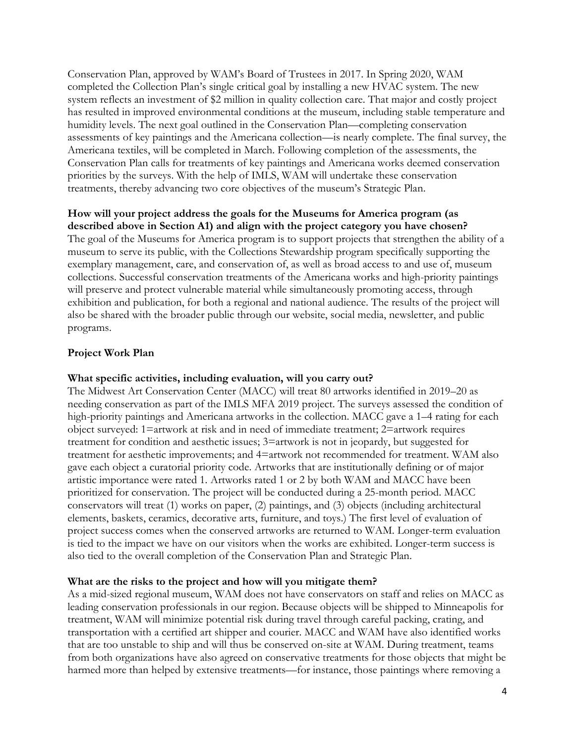Conservation Plan, approved by WAM's Board of Trustees in 2017. In Spring 2020, WAM completed the Collection Plan's single critical goal by installing a new HVAC system. The new system reflects an investment of $2 million in quality collection care. That major and costly project has resulted in improved environmental conditions at the museum, including stable temperature and humidity levels. The next goal outlined in the Conservation Plan—completing conservation assessments of key paintings and the Americana collection—is nearly complete. The final survey, the Americana textiles, will be completed in March. Following completion of the assessments, the Conservation Plan calls for treatments of key paintings and Americana works deemed conservation priorities by the surveys. With the help of IMLS, WAM will undertake these conservation treatments, thereby advancing two core objectives of the museum's Strategic Plan.

**How will your project address the goals for the Museums for America program (as described above in Section A1) and align with the project category you have chosen?**

The goal of the Museums for America program is to support projects that strengthen the ability of a museum to serve its public, with the Collections Stewardship program specifically supporting the exemplary management, care, and conservation of, as well as broad access to and use of, museum collections. Successful conservation treatments of the Americana works and high-priority paintings will preserve and protect vulnerable material while simultaneously promoting access, through exhibition and publication, for both a regional and national audience. The results of the project will also be shared with the broader public through our website, social media, newsletter, and public programs.

**Project Work Plan**

**What specific activities, including evaluation, will you carry out?**

The Midwest Art Conservation Center (MACC) will treat 80 artworks identified in 2019–20 as needing conservation as part of the IMLS MFA 2019 project. The surveys assessed the condition of high-priority paintings and Americana artworks in the collection. MACC gave a 1–4 rating for each object surveyed: 1=artwork at risk and in need of immediate treatment; 2=artwork requires treatment for condition and aesthetic issues; 3=artwork is not in jeopardy, but suggested for treatment for aesthetic improvements; and 4=artwork not recommended for treatment. WAM also gave each object a curatorial priority code. Artworks that are institutionally defining or of major artistic importance were rated 1. Artworks rated 1 or 2 by both WAM and MACC have been prioritized for conservation. The project will be conducted during a 25-month period. MACC conservators will treat (1) works on paper, (2) paintings, and (3) objects (including architectural elements, baskets, ceramics, decorative arts, furniture, and toys.) The first level of evaluation of project success comes when the conserved artworks are returned to WAM. Longer-term evaluation is tied to the impact we have on our visitors when the works are exhibited. Longer-term success is also tied to the overall completion of the Conservation Plan and Strategic Plan.

**What are the risks to the project and how will you mitigate them?**

As a mid-sized regional museum, WAM does not have conservators on staff and relies on MACC as leading conservation professionals in our region. Because objects will be shipped to Minneapolis for treatment, WAM will minimize potential risk during travel through careful packing, crating, and transportation with a certified art shipper and courier. MACC and WAM have also identified works that are too unstable to ship and will thus be conserved on-site at WAM. During treatment, teams from both organizations have also agreed on conservative treatments for those objects that might be harmed more than helped by extensive treatments—for instance, those paintings where removing a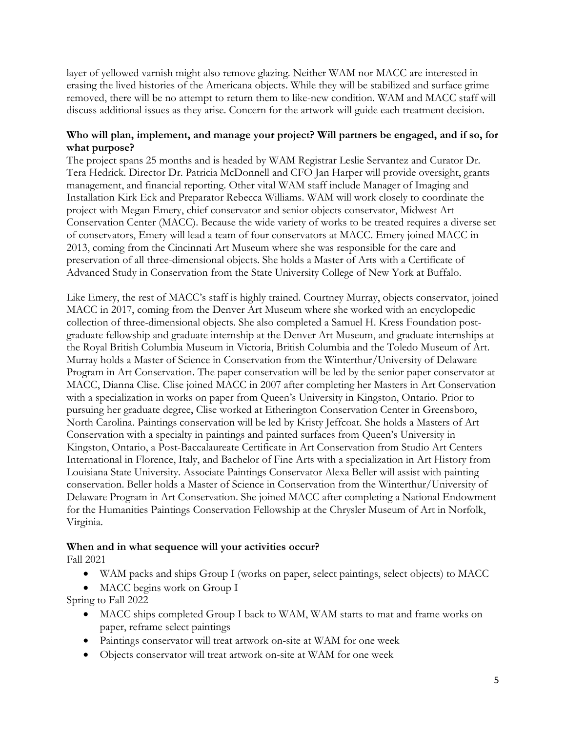layer of yellowed varnish might also remove glazing. Neither WAM nor MACC are interested in erasing the lived histories of the Americana objects. While they will be stabilized and surface grime removed, there will be no attempt to return them to like-new condition. WAM and MACC staff will discuss additional issues as they arise. Concern for the artwork will guide each treatment decision.

**Who will plan, implement, and manage your project? Will partners be engaged, and if so, for what purpose?**

The project spans 25 months and is headed by WAM Registrar Leslie Servantez and Curator Dr. Tera Hedrick. Director Dr. Patricia McDonnell and CFO Jan Harper will provide oversight, grants management, and financial reporting. Other vital WAM staff include Manager of Imaging and Installation Kirk Eck and Preparator Rebecca Williams. WAM will work closely to coordinate the project with Megan Emery, chief conservator and senior objects conservator, Midwest Art Conservation Center (MACC). Because the wide variety of works to be treated requires a diverse set of conservators, Emery will lead a team of four conservators at MACC. Emery joined MACC in 2013, coming from the Cincinnati Art Museum where she was responsible for the care and preservation of all three-dimensional objects. She holds a Master of Arts with a Certificate of Advanced Study in Conservation from the State University College of New York at Buffalo.

Like Emery, the rest of MACC's staff is highly trained. Courtney Murray, objects conservator, joined MACC in 2017, coming from the Denver Art Museum where she worked with an encyclopedic collection of three-dimensional objects. She also completed a Samuel H. Kress Foundation post-graduate fellowship and graduate internship at the Denver Art Museum, and graduate internships at the Royal British Columbia Museum in Victoria, British Columbia and the Toledo Museum of Art. Murray holds a Master of Science in Conservation from the Winterthur/University of Delaware Program in Art Conservation. The paper conservation will be led by the senior paper conservator at MACC, Dianna Clise. Clise joined MACC in 2007 after completing her Masters in Art Conservation with a specialization in works on paper from Queen's University in Kingston, Ontario. Prior to pursuing her graduate degree, Clise worked at Etherington Conservation Center in Greensboro, North Carolina. Paintings conservation will be led by Kristy Jeffcoat. She holds a Masters of Art Conservation with a specialty in paintings and painted surfaces from Queen's University in Kingston, Ontario, a Post-Baccalaureate Certificate in Art Conservation from Studio Art Centers International in Florence, Italy, and Bachelor of Fine Arts with a specialization in Art History from Louisiana State University. Associate Paintings Conservator Alexa Beller will assist with painting conservation. Beller holds a Master of Science in Conservation from the Winterthur/University of Delaware Program in Art Conservation. She joined MACC after completing a National Endowment for the Humanities Paintings Conservation Fellowship at the Chrysler Museum of Art in Norfolk, Virginia.

**When and in what sequence will your activities occur?**

Fall 2021

- WAM packs and ships Group I (works on paper, select paintings, select objects) to MACC
- MACC begins work on Group I

Spring to Fall 2022

- MACC ships completed Group I back to WAM, WAM starts to mat and frame works on paper, reframe select paintings
- Paintings conservator will treat artwork on-site at WAM for one week
- Objects conservator will treat artwork on-site at WAM for one week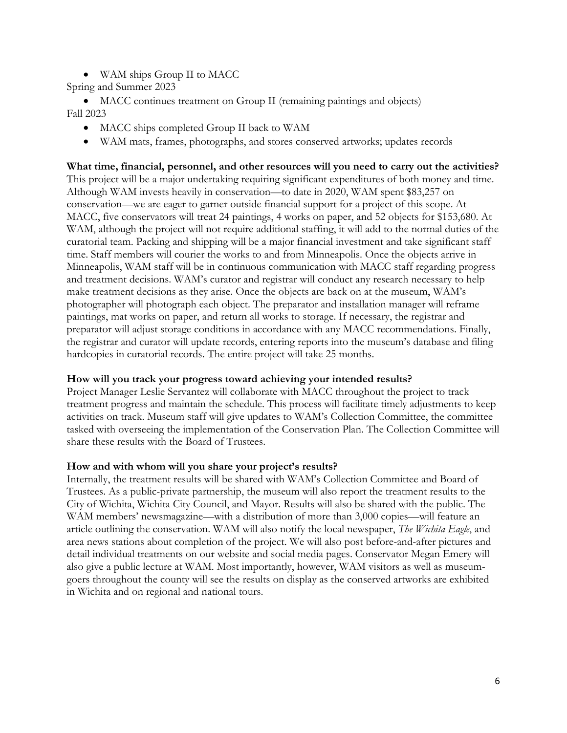- WAM ships Group II to MACC

Spring and Summer 2023

- MACC continues treatment on Group II (remaining paintings and objects)

Fall 2023

- MACC ships completed Group II back to WAM
- WAM mats, frames, photographs, and stores conserved artworks; updates records

**What time, financial, personnel, and other resources will you need to carry out the activities?**

This project will be a major undertaking requiring significant expenditures of both money and time. Although WAM invests heavily in conservation—to date in 2020, WAM spent $83,257 on conservation—we are eager to garner outside financial support for a project of this scope. At MACC, five conservators will treat 24 paintings, 4 works on paper, and 52 objects for $153,680. At WAM, although the project will not require additional staffing, it will add to the normal duties of the curatorial team. Packing and shipping will be a major financial investment and take significant staff time. Staff members will courier the works to and from Minneapolis. Once the objects arrive in Minneapolis, WAM staff will be in continuous communication with MACC staff regarding progress and treatment decisions. WAM's curator and registrar will conduct any research necessary to help make treatment decisions as they arise. Once the objects are back on at the museum, WAM's photographer will photograph each object. The preparator and installation manager will reframe paintings, mat works on paper, and return all works to storage. If necessary, the registrar and preparator will adjust storage conditions in accordance with any MACC recommendations. Finally, the registrar and curator will update records, entering reports into the museum's database and filing hardcopies in curatorial records. The entire project will take 25 months.

**How will you track your progress toward achieving your intended results?**

Project Manager Leslie Servantez will collaborate with MACC throughout the project to track treatment progress and maintain the schedule. This process will facilitate timely adjustments to keep activities on track. Museum staff will give updates to WAM's Collection Committee, the committee tasked with overseeing the implementation of the Conservation Plan. The Collection Committee will share these results with the Board of Trustees.

**How and with whom will you share your project's results?**

Internally, the treatment results will be shared with WAM's Collection Committee and Board of Trustees. As a public-private partnership, the museum will also report the treatment results to the City of Wichita, Wichita City Council, and Mayor. Results will also be shared with the public. The WAM members' newsmagazine—with a distribution of more than 3,000 copies—will feature an article outlining the conservation. WAM will also notify the local newspaper, *The Wichita Eagle*, and area news stations about completion of the project. We will also post before-and-after pictures and detail individual treatments on our website and social media pages. Conservator Megan Emery will also give a public lecture at WAM. Most importantly, however, WAM visitors as well as museum-goers throughout the county will see the results on display as the conserved artworks are exhibited in Wichita and on regional and national tours.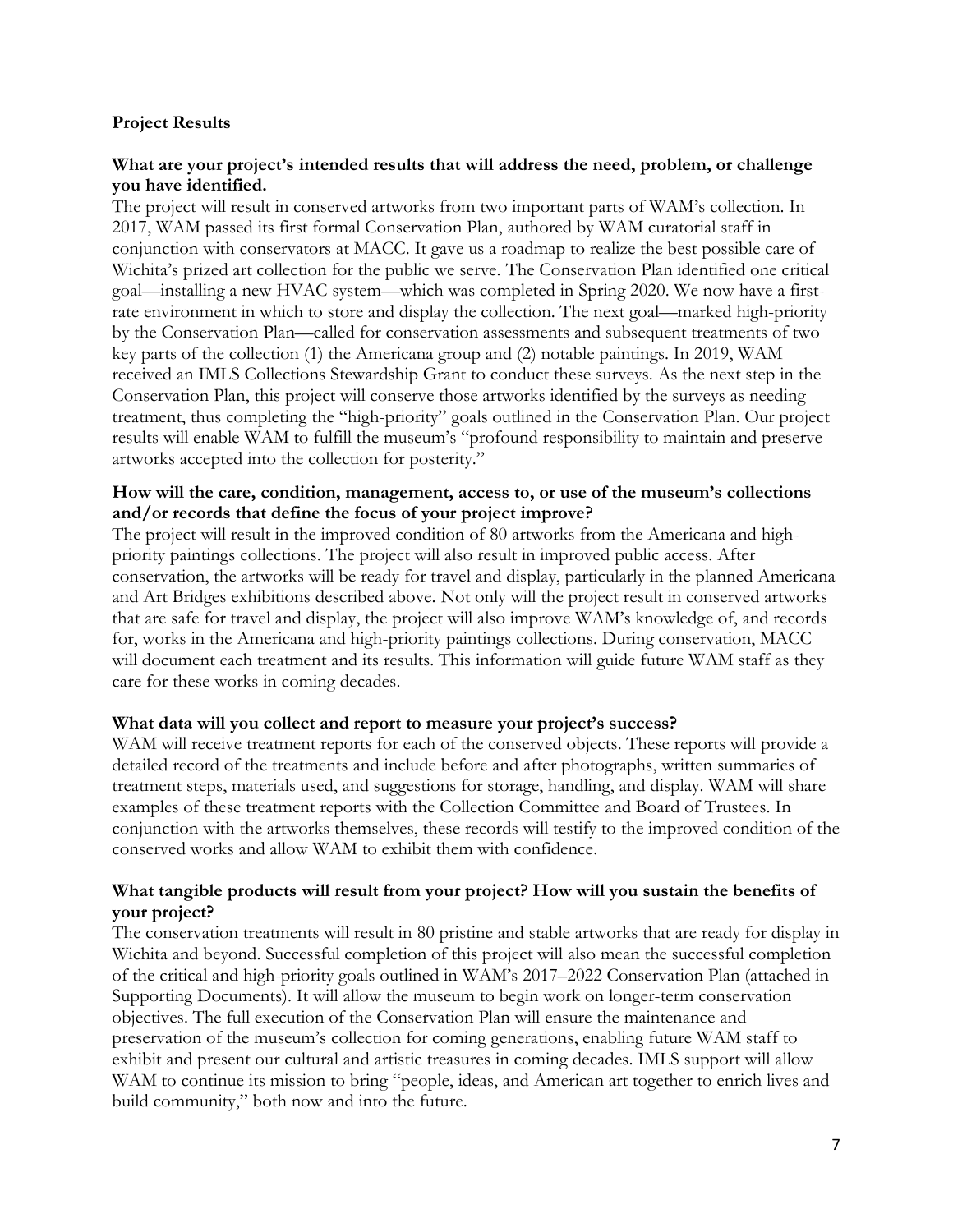## Project Results

### What are your project's intended results that will address the need, problem, or challenge you have identified.

The project will result in conserved artworks from two important parts of WAM's collection. In 2017, WAM passed its first formal Conservation Plan, authored by WAM curatorial staff in conjunction with conservators at MACC. It gave us a roadmap to realize the best possible care of Wichita's prized art collection for the public we serve. The Conservation Plan identified one critical goal—installing a new HVAC system—which was completed in Spring 2020. We now have a first-rate environment in which to store and display the collection. The next goal—marked high-priority by the Conservation Plan—called for conservation assessments and subsequent treatments of two key parts of the collection (1) the Americana group and (2) notable paintings. In 2019, WAM received an IMLS Collections Stewardship Grant to conduct these surveys. As the next step in the Conservation Plan, this project will conserve those artworks identified by the surveys as needing treatment, thus completing the "high-priority" goals outlined in the Conservation Plan. Our project results will enable WAM to fulfill the museum's "profound responsibility to maintain and preserve artworks accepted into the collection for posterity."

### How will the care, condition, management, access to, or use of the museum's collections and/or records that define the focus of your project improve?

The project will result in the improved condition of 80 artworks from the Americana and high-priority paintings collections. The project will also result in improved public access. After conservation, the artworks will be ready for travel and display, particularly in the planned Americana and Art Bridges exhibitions described above. Not only will the project result in conserved artworks that are safe for travel and display, the project will also improve WAM's knowledge of, and records for, works in the Americana and high-priority paintings collections. During conservation, MACC will document each treatment and its results. This information will guide future WAM staff as they care for these works in coming decades.

### What data will you collect and report to measure your project's success?

WAM will receive treatment reports for each of the conserved objects. These reports will provide a detailed record of the treatments and include before and after photographs, written summaries of treatment steps, materials used, and suggestions for storage, handling, and display. WAM will share examples of these treatment reports with the Collection Committee and Board of Trustees. In conjunction with the artworks themselves, these records will testify to the improved condition of the conserved works and allow WAM to exhibit them with confidence.

### What tangible products will result from your project? How will you sustain the benefits of your project?

The conservation treatments will result in 80 pristine and stable artworks that are ready for display in Wichita and beyond. Successful completion of this project will also mean the successful completion of the critical and high-priority goals outlined in WAM's 2017–2022 Conservation Plan (attached in Supporting Documents). It will allow the museum to begin work on longer-term conservation objectives. The full execution of the Conservation Plan will ensure the maintenance and preservation of the museum's collection for coming generations, enabling future WAM staff to exhibit and present our cultural and artistic treasures in coming decades. IMLS support will allow WAM to continue its mission to bring "people, ideas, and American art together to enrich lives and build community," both now and into the future.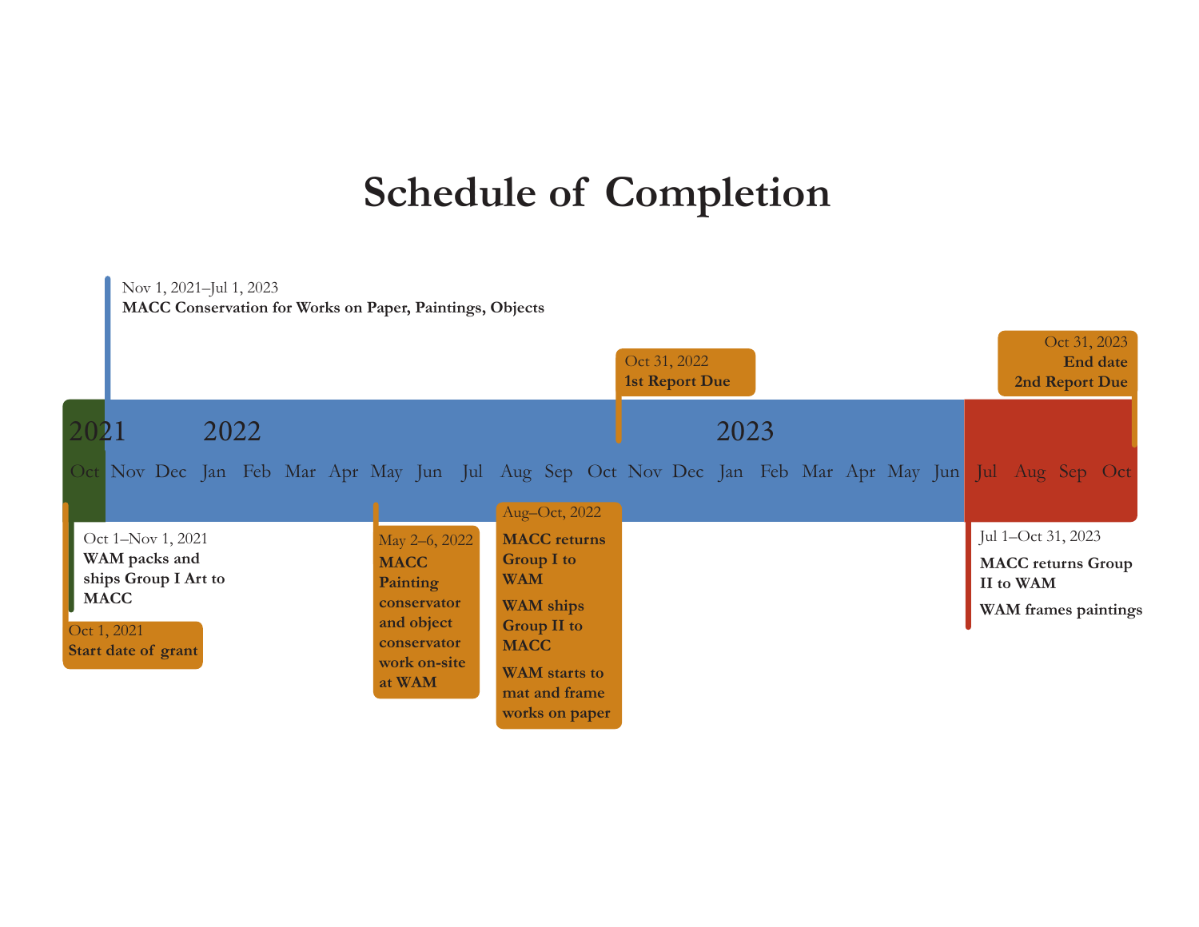# Schedule of Completion

Nov 1, 2021–Jul 1, 2023
**MACC Conservation for Works on Paper, Paintings, Objects**

Oct 31, 2022
**1st Report Due**

Oct 31, 2023
**End date**
**2nd Report Due**

2021 2022 2023

Oct Nov Dec Jan Feb Mar Apr May Jun Jul Aug Sep Oct Nov Dec Jan Feb Mar Apr May Jun Jul Aug Sep Oct

Oct 1–Nov 1, 2021
**WAM packs and ships Group I Art to MACC**

Oct 1, 2021
**Start date of grant**

May 2–6, 2022
**MACC Painting conservator and object conservator work on-site at WAM**

Aug–Oct, 2022
**MACC returns Group I to WAM**
**WAM ships Group II to MACC**
**WAM starts to mat and frame works on paper**

Jul 1–Oct 31, 2023
**MACC returns Group II to WAM**
**WAM frames paintings**